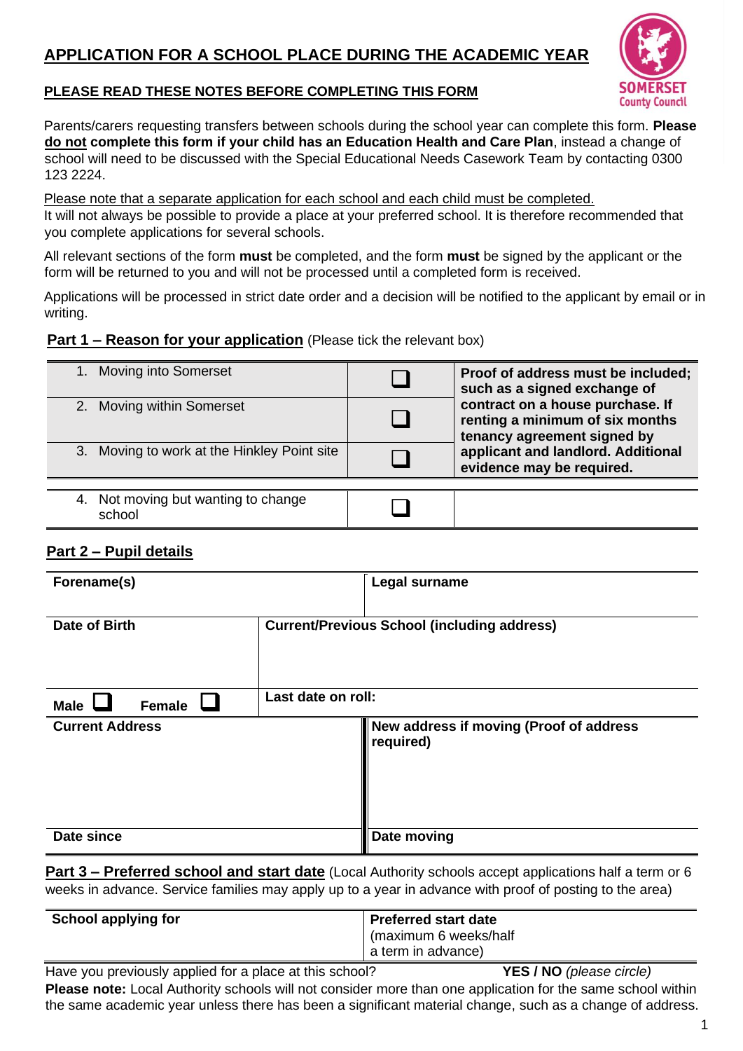# APPLICATION FOR A SCHOOL PLACE DURING THE ACADEMIC YEAR

SOMERSET County Council

## PLEASE READ THESE NOTES BEFORE COMPLETING THIS FORM

Parents/carers requesting transfers between schools during the school year can complete this form. **Please do not complete this form if your child has an Education Health and Care Plan**, instead a change of school will need to be discussed with the Special Educational Needs Casework Team by contacting 0300 123 2224.

Please note that a separate application for each school and each child must be completed.
It will not always be possible to provide a place at your preferred school. It is therefore recommended that you complete applications for several schools.

All relevant sections of the form **must** be completed, and the form **must** be signed by the applicant or the form will be returned to you and will not be processed until a completed form is received.

Applications will be processed in strict date order and a decision will be notified to the applicant by email or in writing.

## Part 1 – Reason for your application (Please tick the relevant box)

| | | |
|---|---|---|
| 1. Moving into Somerset | ❑ | **Proof of address must be included; such as a signed exchange of contract on a house purchase. If renting a minimum of six months tenancy agreement signed by applicant and landlord. Additional evidence may be required.** |
| 2. Moving within Somerset | ❑ | |
| 3. Moving to work at the Hinkley Point site | ❑ | |
| 4. Not moving but wanting to change school | ❑ | |

## Part 2 – Pupil details

| | |
|---|---|
| **Forename(s)** | **Legal surname** |
| **Date of Birth** | **Current/Previous School (including address)** |
| **Male** ❑ **Female** ❑ | **Last date on roll:** |
| **Current Address** | **New address if moving (Proof of address required)** |
| **Date since** | **Date moving** |

## Part 3 – Preferred school and start date (Local Authority schools accept applications half a term or 6 weeks in advance. Service families may apply up to a year in advance with proof of posting to the area)

| | |
|---|---|
| **School applying for** | **Preferred start date** (maximum 6 weeks/half a term in advance) |

Have you previously applied for a place at this school? **YES / NO** *(please circle)*

**Please note:** Local Authority schools will not consider more than one application for the same school within the same academic year unless there has been a significant material change, such as a change of address.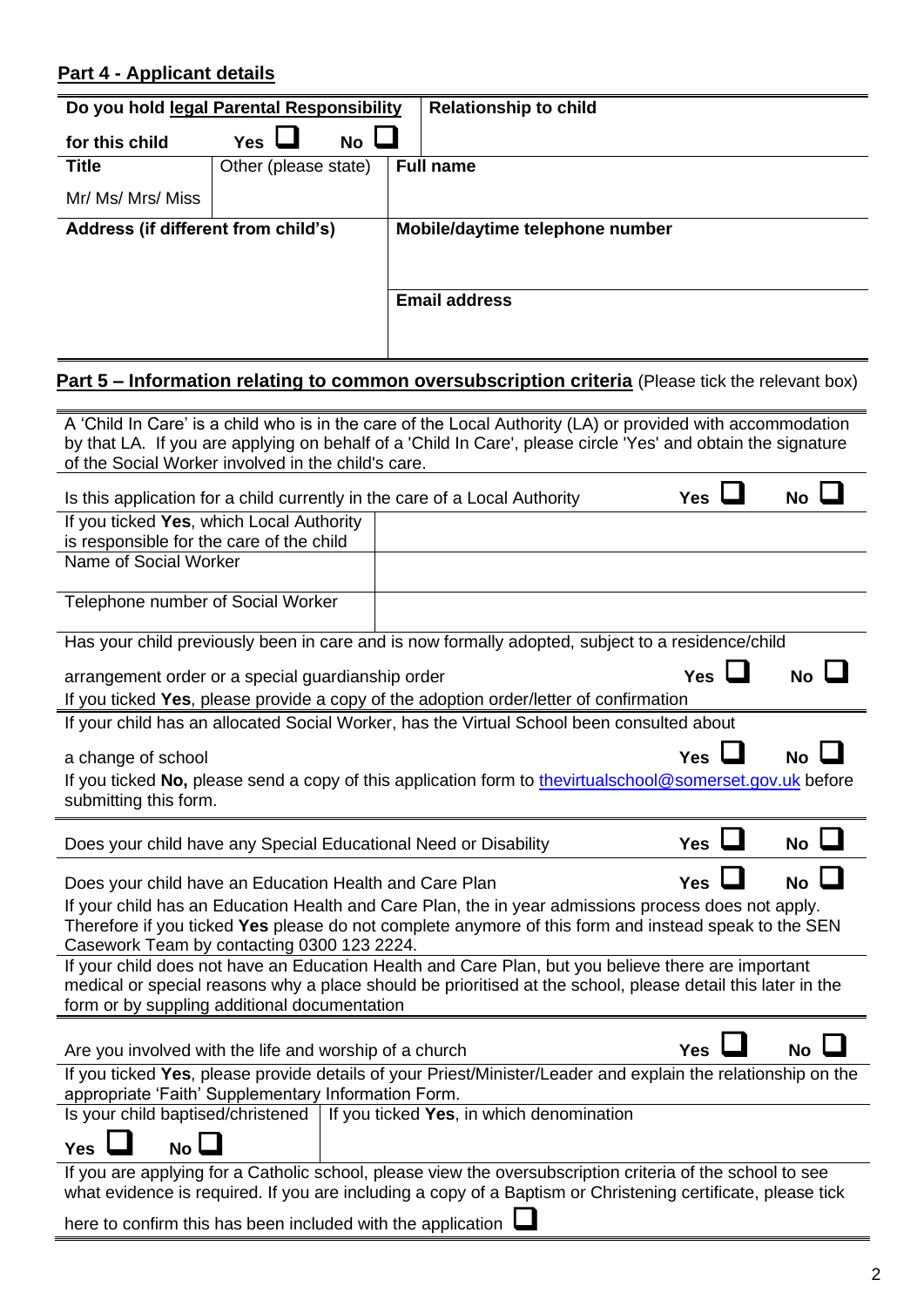## Part 4 - Applicant details

| Do you hold legal Parental Responsibility for this child Yes ☐ No ☐ | | Relationship to child |
|---|---|---|
| **Title** Mr/ Ms/ Mrs/ Miss | Other (please state) | **Full name** |
| **Address (if different from child's)** | | **Mobile/daytime telephone number** |
| | | **Email address** |

## Part 5 – Information relating to common oversubscription criteria (Please tick the relevant box)

A 'Child In Care' is a child who is in the care of the Local Authority (LA) or provided with accommodation by that LA. If you are applying on behalf of a 'Child In Care', please circle 'Yes' and obtain the signature of the Social Worker involved in the child's care.

Is this application for a child currently in the care of a Local Authority **Yes** ☐ **No** ☐

| | |
|---|---|
| If you ticked **Yes**, which Local Authority is responsible for the care of the child | |
| Name of Social Worker | |
| Telephone number of Social Worker | |

Has your child previously been in care and is now formally adopted, subject to a residence/child arrangement order or a special guardianship order **Yes** ☐ **No** ☐

If you ticked **Yes**, please provide a copy of the adoption order/letter of confirmation

If your child has an allocated Social Worker, has the Virtual School been consulted about a change of school **Yes** ☐ **No** ☐

If you ticked **No,** please send a copy of this application form to thevirtualschool@somerset.gov.uk before submitting this form.

Does your child have any Special Educational Need or Disability **Yes** ☐ **No** ☐

Does your child have an Education Health and Care Plan **Yes** ☐ **No** ☐

If your child has an Education Health and Care Plan, the in year admissions process does not apply. Therefore if you ticked **Yes** please do not complete anymore of this form and instead speak to the SEN Casework Team by contacting 0300 123 2224.

If your child does not have an Education Health and Care Plan, but you believe there are important medical or special reasons why a place should be prioritised at the school, please detail this later in the form or by suppling additional documentation

Are you involved with the life and worship of a church **Yes** ☐ **No** ☐

If you ticked **Yes**, please provide details of your Priest/Minister/Leader and explain the relationship on the appropriate 'Faith' Supplementary Information Form.

| Is your child baptised/christened Yes ☐ No ☐ | If you ticked **Yes**, in which denomination |
|---|---|

If you are applying for a Catholic school, please view the oversubscription criteria of the school to see what evidence is required. If you are including a copy of a Baptism or Christening certificate, please tick here to confirm this has been included with the application ☐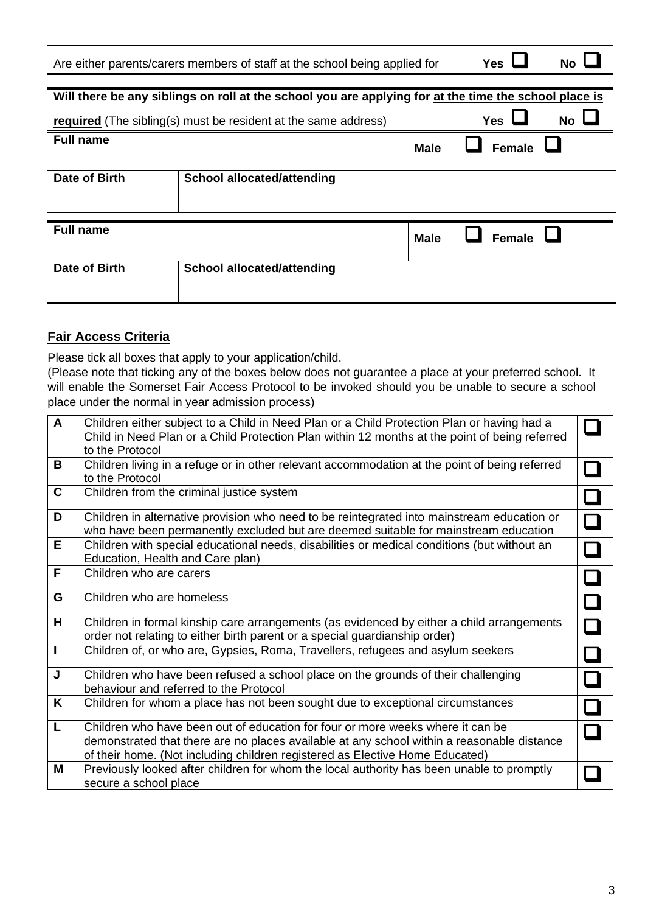| | | |
|---|---|---|
| Are either parents/carers members of staff at the school being applied for | **Yes** ☐ | **No** ☐ |

**Will there be any siblings on roll at the school you are applying for <u>at the time the school place is required</u>** (The sibling(s) must be resident at the same address) **Yes** ☐ **No** ☐

| | | |
|---|---|---|
| **Full name** | | **Male** ☐ **Female** ☐ |
| **Date of Birth** | **School allocated/attending** | |

| | | |
|---|---|---|
| **Full name** | | **Male** ☐ **Female** ☐ |
| **Date of Birth** | **School allocated/attending** | |

## Fair Access Criteria

Please tick all boxes that apply to your application/child.
(Please note that ticking any of the boxes below does not guarantee a place at your preferred school. It will enable the Somerset Fair Access Protocol to be invoked should you be unable to secure a school place under the normal in year admission process)

| | | |
|---|---|---|
| **A** | Children either subject to a Child in Need Plan or a Child Protection Plan or having had a Child in Need Plan or a Child Protection Plan within 12 months at the point of being referred to the Protocol | ☐ |
| **B** | Children living in a refuge or in other relevant accommodation at the point of being referred to the Protocol | ☐ |
| **C** | Children from the criminal justice system | ☐ |
| **D** | Children in alternative provision who need to be reintegrated into mainstream education or who have been permanently excluded but are deemed suitable for mainstream education | ☐ |
| **E** | Children with special educational needs, disabilities or medical conditions (but without an Education, Health and Care plan) | ☐ |
| **F** | Children who are carers | ☐ |
| **G** | Children who are homeless | ☐ |
| **H** | Children in formal kinship care arrangements (as evidenced by either a child arrangements order not relating to either birth parent or a special guardianship order) | ☐ |
| **I** | Children of, or who are, Gypsies, Roma, Travellers, refugees and asylum seekers | ☐ |
| **J** | Children who have been refused a school place on the grounds of their challenging behaviour and referred to the Protocol | ☐ |
| **K** | Children for whom a place has not been sought due to exceptional circumstances | ☐ |
| **L** | Children who have been out of education for four or more weeks where it can be demonstrated that there are no places available at any school within a reasonable distance of their home. (Not including children registered as Elective Home Educated) | ☐ |
| **M** | Previously looked after children for whom the local authority has been unable to promptly secure a school place | ☐ |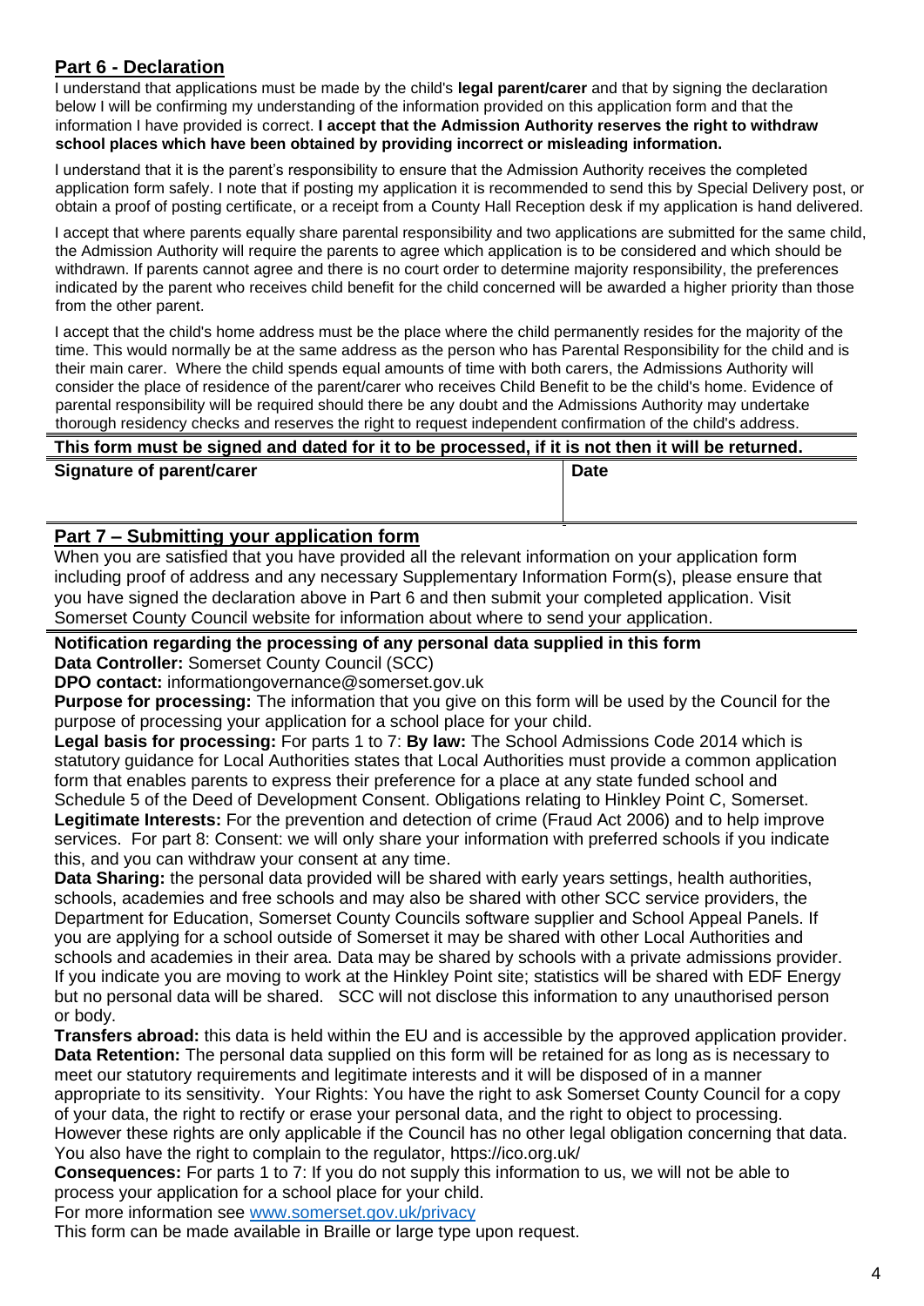## Part 6 - Declaration

I understand that applications must be made by the child's **legal parent/carer** and that by signing the declaration below I will be confirming my understanding of the information provided on this application form and that the information I have provided is correct. **I accept that the Admission Authority reserves the right to withdraw school places which have been obtained by providing incorrect or misleading information.**

I understand that it is the parent's responsibility to ensure that the Admission Authority receives the completed application form safely. I note that if posting my application it is recommended to send this by Special Delivery post, or obtain a proof of posting certificate, or a receipt from a County Hall Reception desk if my application is hand delivered.

I accept that where parents equally share parental responsibility and two applications are submitted for the same child, the Admission Authority will require the parents to agree which application is to be considered and which should be withdrawn. If parents cannot agree and there is no court order to determine majority responsibility, the preferences indicated by the parent who receives child benefit for the child concerned will be awarded a higher priority than those from the other parent.

I accept that the child's home address must be the place where the child permanently resides for the majority of the time. This would normally be at the same address as the person who has Parental Responsibility for the child and is their main carer. Where the child spends equal amounts of time with both carers, the Admissions Authority will consider the place of residence of the parent/carer who receives Child Benefit to be the child's home. Evidence of parental responsibility will be required should there be any doubt and the Admissions Authority may undertake thorough residency checks and reserves the right to request independent confirmation of the child's address.

**This form must be signed and dated for it to be processed, if it is not then it will be returned.**

| Signature of parent/carer | Date |
|---|---|
| | |

## Part 7 – Submitting your application form

When you are satisfied that you have provided all the relevant information on your application form including proof of address and any necessary Supplementary Information Form(s), please ensure that you have signed the declaration above in Part 6 and then submit your completed application. Visit Somerset County Council website for information about where to send your application.

**Notification regarding the processing of any personal data supplied in this form**

**Data Controller:** Somerset County Council (SCC)

**DPO contact:** informationgovernance@somerset.gov.uk

**Purpose for processing:** The information that you give on this form will be used by the Council for the purpose of processing your application for a school place for your child.

**Legal basis for processing:** For parts 1 to 7: **By law:** The School Admissions Code 2014 which is statutory guidance for Local Authorities states that Local Authorities must provide a common application form that enables parents to express their preference for a place at any state funded school and Schedule 5 of the Deed of Development Consent. Obligations relating to Hinkley Point C, Somerset. **Legitimate Interests:** For the prevention and detection of crime (Fraud Act 2006) and to help improve services. For part 8: Consent: we will only share your information with preferred schools if you indicate this, and you can withdraw your consent at any time.

**Data Sharing:** the personal data provided will be shared with early years settings, health authorities, schools, academies and free schools and may also be shared with other SCC service providers, the Department for Education, Somerset County Councils software supplier and School Appeal Panels. If you are applying for a school outside of Somerset it may be shared with other Local Authorities and schools and academies in their area. Data may be shared by schools with a private admissions provider. If you indicate you are moving to work at the Hinkley Point site; statistics will be shared with EDF Energy but no personal data will be shared. SCC will not disclose this information to any unauthorised person or body.

**Transfers abroad:** this data is held within the EU and is accessible by the approved application provider.

**Data Retention:** The personal data supplied on this form will be retained for as long as is necessary to meet our statutory requirements and legitimate interests and it will be disposed of in a manner appropriate to its sensitivity. Your Rights: You have the right to ask Somerset County Council for a copy of your data, the right to rectify or erase your personal data, and the right to object to processing. However these rights are only applicable if the Council has no other legal obligation concerning that data. You also have the right to complain to the regulator, https://ico.org.uk/

**Consequences:** For parts 1 to 7: If you do not supply this information to us, we will not be able to process your application for a school place for your child.

For more information see [www.somerset.gov.uk/privacy](www.somerset.gov.uk/privacy)

This form can be made available in Braille or large type upon request.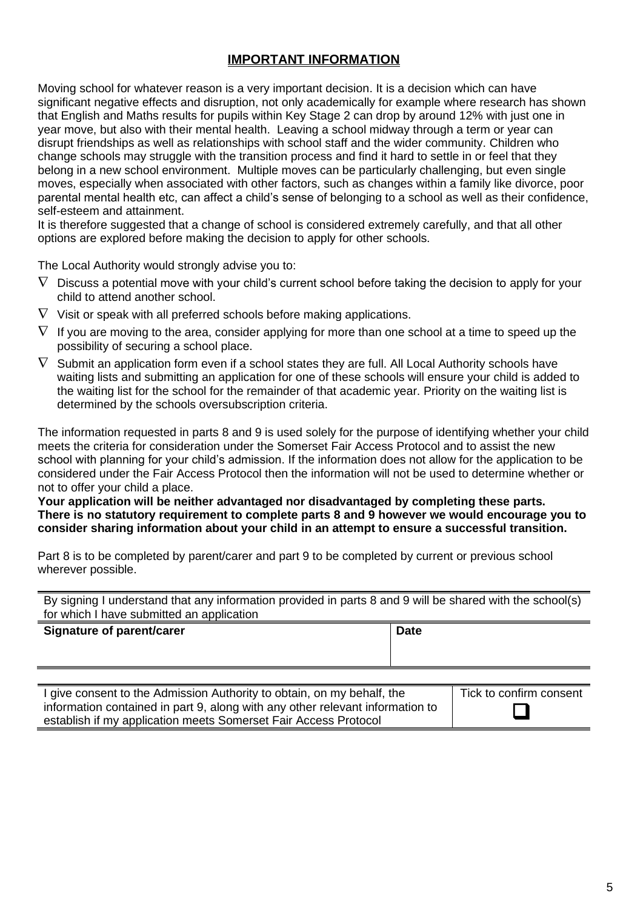## IMPORTANT INFORMATION

Moving school for whatever reason is a very important decision. It is a decision which can have significant negative effects and disruption, not only academically for example where research has shown that English and Maths results for pupils within Key Stage 2 can drop by around 12% with just one in year move, but also with their mental health. Leaving a school midway through a term or year can disrupt friendships as well as relationships with school staff and the wider community. Children who change schools may struggle with the transition process and find it hard to settle in or feel that they belong in a new school environment. Multiple moves can be particularly challenging, but even single moves, especially when associated with other factors, such as changes within a family like divorce, poor parental mental health etc, can affect a child's sense of belonging to a school as well as their confidence, self-esteem and attainment.

It is therefore suggested that a change of school is considered extremely carefully, and that all other options are explored before making the decision to apply for other schools.

The Local Authority would strongly advise you to:

- Discuss a potential move with your child's current school before taking the decision to apply for your child to attend another school.
- Visit or speak with all preferred schools before making applications.
- If you are moving to the area, consider applying for more than one school at a time to speed up the possibility of securing a school place.
- Submit an application form even if a school states they are full. All Local Authority schools have waiting lists and submitting an application for one of these schools will ensure your child is added to the waiting list for the school for the remainder of that academic year. Priority on the waiting list is determined by the schools oversubscription criteria.

The information requested in parts 8 and 9 is used solely for the purpose of identifying whether your child meets the criteria for consideration under the Somerset Fair Access Protocol and to assist the new school with planning for your child's admission. If the information does not allow for the application to be considered under the Fair Access Protocol then the information will not be used to determine whether or not to offer your child a place.

**Your application will be neither advantaged nor disadvantaged by completing these parts. There is no statutory requirement to complete parts 8 and 9 however we would encourage you to consider sharing information about your child in an attempt to ensure a successful transition.**

Part 8 is to be completed by parent/carer and part 9 to be completed by current or previous school wherever possible.

| | |
|---|---|
| By signing I understand that any information provided in parts 8 and 9 will be shared with the school(s) for which I have submitted an application | |
| **Signature of parent/carer** | **Date** |

| | |
|---|---|
| I give consent to the Admission Authority to obtain, on my behalf, the information contained in part 9, along with any other relevant information to establish if my application meets Somerset Fair Access Protocol | Tick to confirm consent ☐ |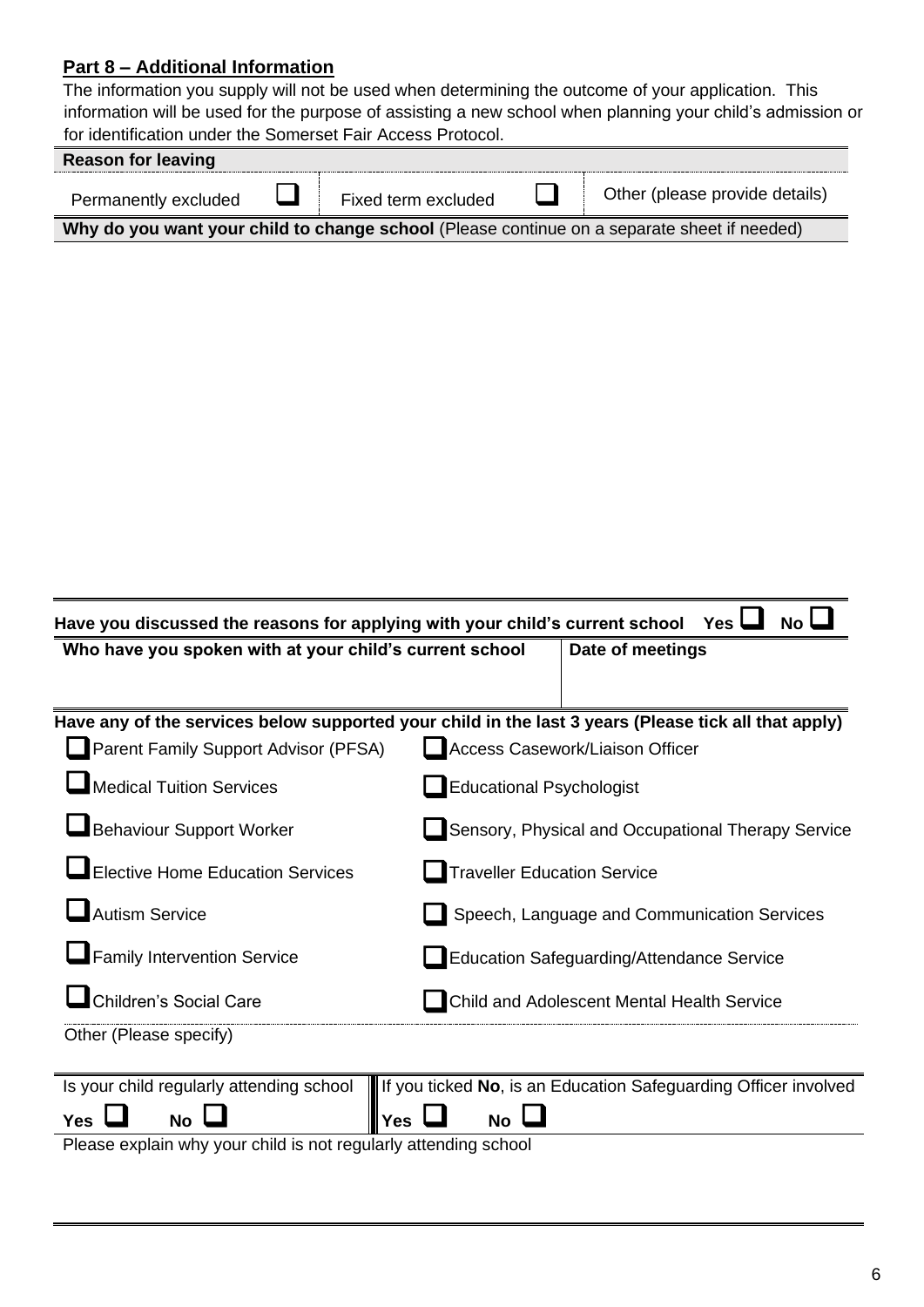**Part 8 – Additional Information**

The information you supply will not be used when determining the outcome of your application. This information will be used for the purpose of assisting a new school when planning your child's admission or for identification under the Somerset Fair Access Protocol.

| **Reason for leaving** | | |
|---|---|---|
| Permanently excluded ☐ | Fixed term excluded ☐ | Other (please provide details) |

**Why do you want your child to change school** (Please continue on a separate sheet if needed)

**Have you discussed the reasons for applying with your child's current school** **Yes** ☐ **No** ☐

| **Who have you spoken with at your child's current school** | **Date of meetings** |
|---|---|
| | |

**Have any of the services below supported your child in the last 3 years (Please tick all that apply)**

| | |
|---|---|
| ☐ Parent Family Support Advisor (PFSA) | ☐ Access Casework/Liaison Officer |
| ☐ Medical Tuition Services | ☐ Educational Psychologist |
| ☐ Behaviour Support Worker | ☐ Sensory, Physical and Occupational Therapy Service |
| ☐ Elective Home Education Services | ☐ Traveller Education Service |
| ☐ Autism Service | ☐ Speech, Language and Communication Services |
| ☐ Family Intervention Service | ☐ Education Safeguarding/Attendance Service |
| ☐ Children's Social Care | ☐ Child and Adolescent Mental Health Service |

Other (Please specify)

| Is your child regularly attending school | If you ticked **No**, is an Education Safeguarding Officer involved |
|---|---|
| **Yes** ☐ **No** ☐ | **Yes** ☐ **No** ☐ |

Please explain why your child is not regularly attending school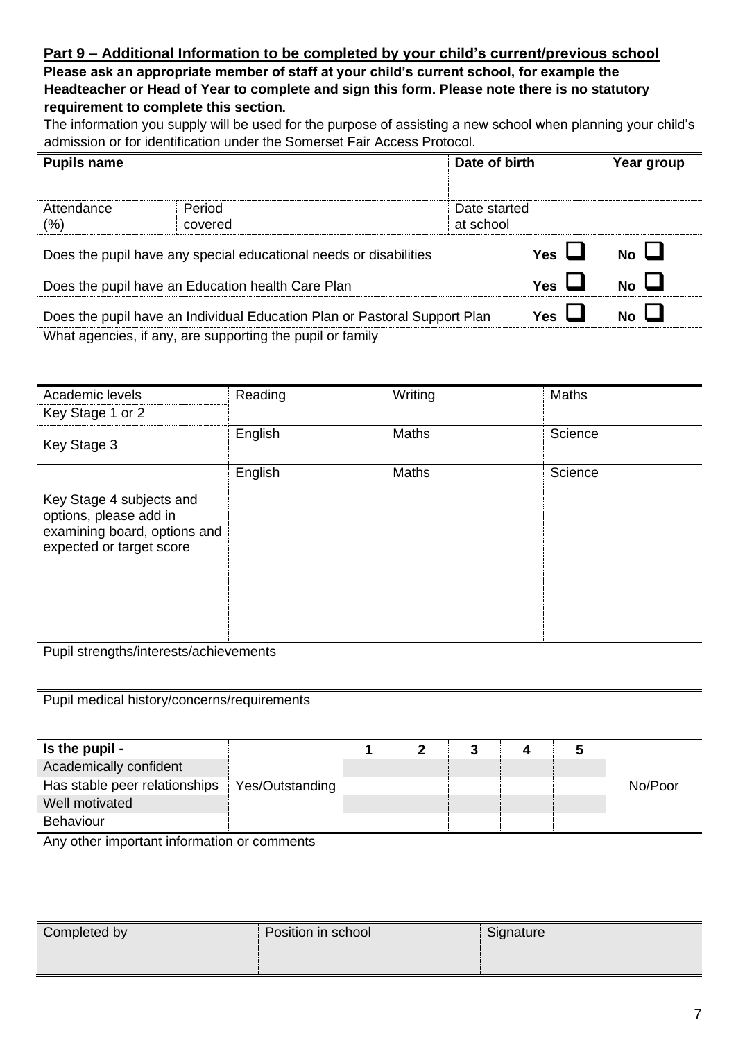## Part 9 – Additional Information to be completed by your child's current/previous school

**Please ask an appropriate member of staff at your child's current school, for example the Headteacher or Head of Year to complete and sign this form. Please note there is no statutory requirement to complete this section.**

The information you supply will be used for the purpose of assisting a new school when planning your child's admission or for identification under the Somerset Fair Access Protocol.

| | | | |
|---|---|---|---|
| **Pupils name** | | **Date of birth** | **Year group** |
| Attendance (%) | Period covered | Date started at school | |

| | | |
|---|---|---|
| Does the pupil have any special educational needs or disabilities | **Yes** ☐ | **No** ☐ |
| Does the pupil have an Education health Care Plan | **Yes** ☐ | **No** ☐ |
| Does the pupil have an Individual Education Plan or Pastoral Support Plan | **Yes** ☐ | **No** ☐ |

What agencies, if any, are supporting the pupil or family

| | | | |
|---|---|---|---|
| Academic levels<br>Key Stage 1 or 2 | Reading | Writing | Maths |
| Key Stage 3 | English | Maths | Science |
| Key Stage 4 subjects and options, please add in examining board, options and expected or target score | English | Maths | Science |
| | | | |
| | | | |

Pupil strengths/interests/achievements

Pupil medical history/concerns/requirements

| **Is the pupil -** | | **1** | **2** | **3** | **4** | **5** | |
|---|---|---|---|---|---|---|---|
| Academically confident | Yes/Outstanding | | | | | | No/Poor |
| Has stable peer relationships | | | | | | | |
| Well motivated | | | | | | | |
| Behaviour | | | | | | | |

Any other important information or comments

| | | |
|---|---|---|
| Completed by | Position in school | Signature |